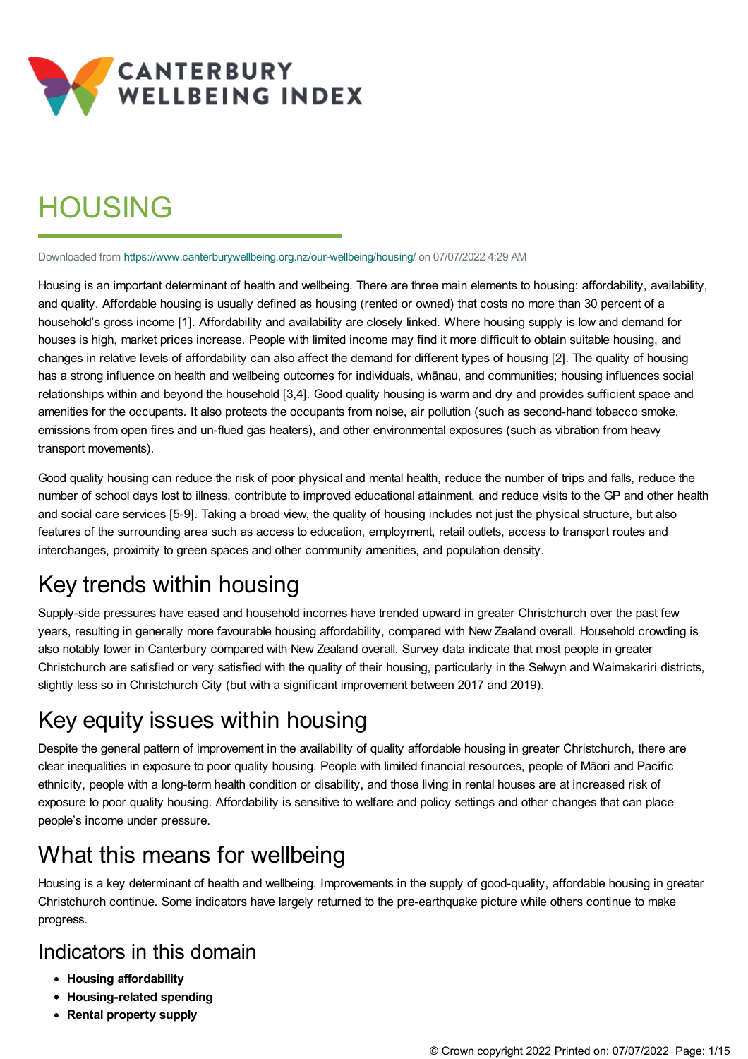CANTERBURY WELLBEING INDEX

# HOUSING

Downloaded from https://www.canterburywellbeing.org.nz/our-wellbeing/housing/ on 07/07/2022 4:29 AM

Housing is an important determinant of health and wellbeing. There are three main elements to housing: affordability, availability, and quality. Affordable housing is usually defined as housing (rented or owned) that costs no more than 30 percent of a household's gross income [1]. Affordability and availability are closely linked. Where housing supply is low and demand for houses is high, market prices increase. People with limited income may find it more difficult to obtain suitable housing, and changes in relative levels of affordability can also affect the demand for different types of housing [2]. The quality of housing has a strong influence on health and wellbeing outcomes for individuals, whānau, and communities; housing influences social relationships within and beyond the household [3,4]. Good quality housing is warm and dry and provides sufficient space and amenities for the occupants. It also protects the occupants from noise, air pollution (such as second-hand tobacco smoke, emissions from open fires and un-flued gas heaters), and other environmental exposures (such as vibration from heavy transport movements).

Good quality housing can reduce the risk of poor physical and mental health, reduce the number of trips and falls, reduce the number of school days lost to illness, contribute to improved educational attainment, and reduce visits to the GP and other health and social care services [5-9]. Taking a broad view, the quality of housing includes not just the physical structure, but also features of the surrounding area such as access to education, employment, retail outlets, access to transport routes and interchanges, proximity to green spaces and other community amenities, and population density.

## Key trends within housing

Supply-side pressures have eased and household incomes have trended upward in greater Christchurch over the past few years, resulting in generally more favourable housing affordability, compared with New Zealand overall. Household crowding is also notably lower in Canterbury compared with New Zealand overall. Survey data indicate that most people in greater Christchurch are satisfied or very satisfied with the quality of their housing, particularly in the Selwyn and Waimakariri districts, slightly less so in Christchurch City (but with a significant improvement between 2017 and 2019).

## Key equity issues within housing

Despite the general pattern of improvement in the availability of quality affordable housing in greater Christchurch, there are clear inequalities in exposure to poor quality housing. People with limited financial resources, people of Māori and Pacific ethnicity, people with a long-term health condition or disability, and those living in rental houses are at increased risk of exposure to poor quality housing. Affordability is sensitive to welfare and policy settings and other changes that can place people's income under pressure.

## What this means for wellbeing

Housing is a key determinant of health and wellbeing. Improvements in the supply of good-quality, affordable housing in greater Christchurch continue. Some indicators have largely returned to the pre-earthquake picture while others continue to make progress.

### Indicators in this domain

- **Housing affordability**
- **Housing-related spending**
- **Rental property supply**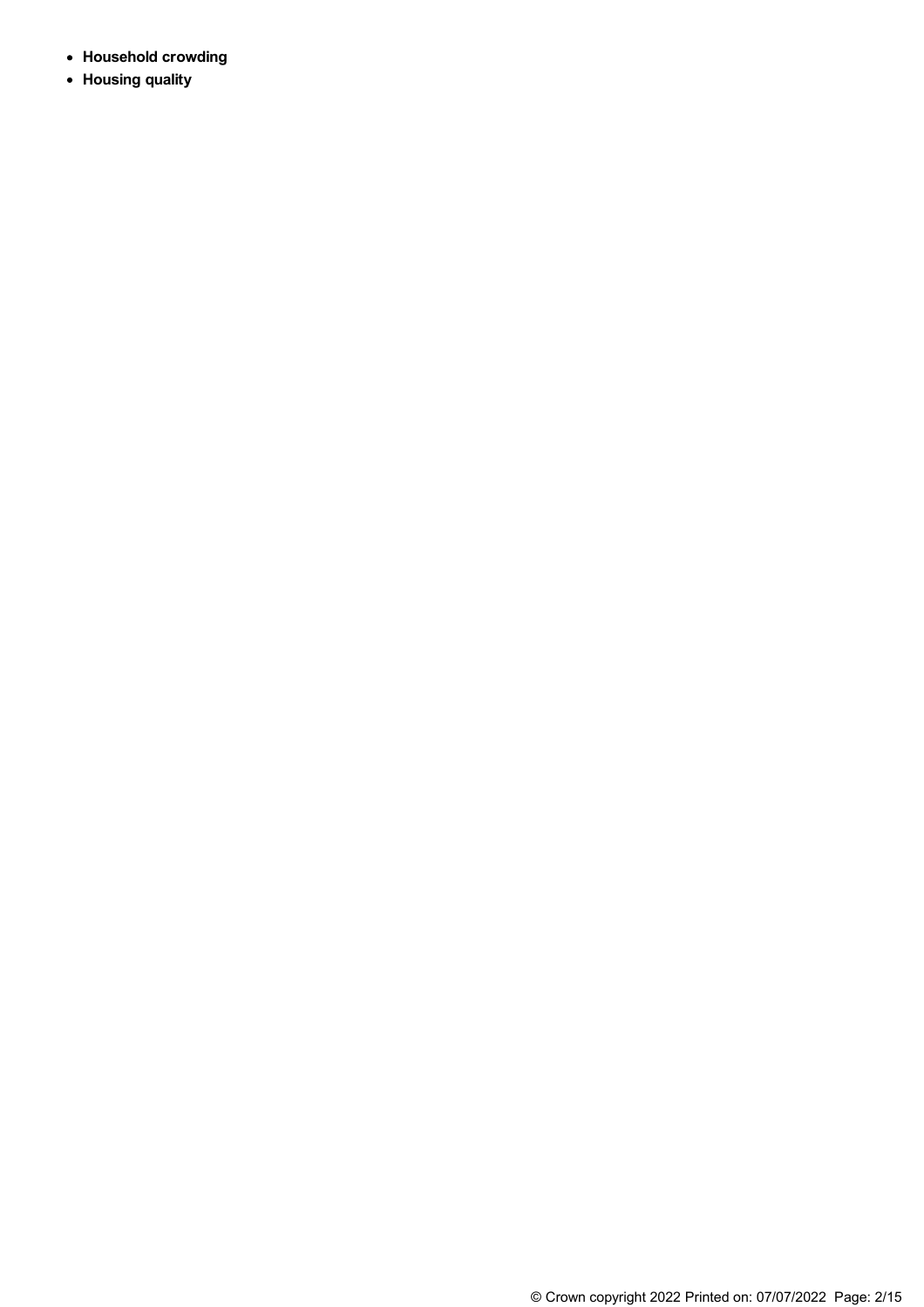- **Household crowding**
- **Housing quality**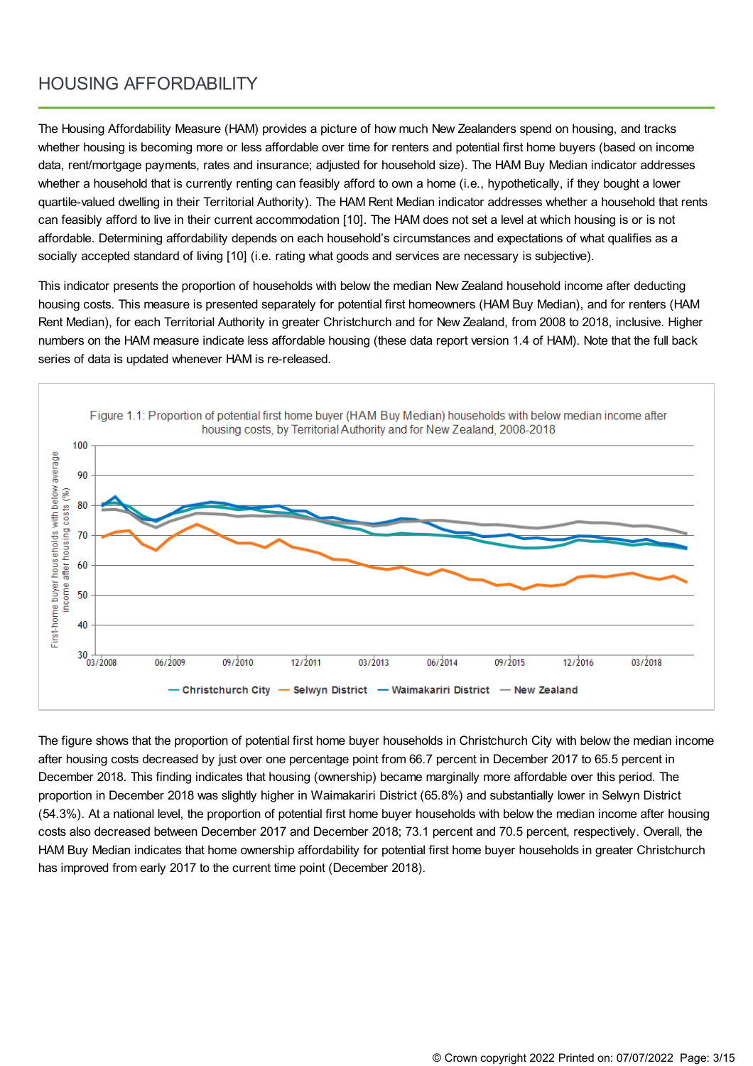## HOUSING AFFORDABILITY

The Housing Affordability Measure (HAM) provides a picture of how much New Zealanders spend on housing, and tracks whether housing is becoming more or less affordable over time for renters and potential first home buyers (based on income data, rent/mortgage payments, rates and insurance; adjusted for household size). The HAM Buy Median indicator addresses whether a household that is currently renting can feasibly afford to own a home (i.e., hypothetically, if they bought a lower quartile-valued dwelling in their Territorial Authority). The HAM Rent Median indicator addresses whether a household that rents can feasibly afford to live in their current accommodation [10]. The HAM does not set a level at which housing is or is not affordable. Determining affordability depends on each household's circumstances and expectations of what qualifies as a socially accepted standard of living [10] (i.e. rating what goods and services are necessary is subjective).

This indicator presents the proportion of households with below the median New Zealand household income after deducting housing costs. This measure is presented separately for potential first homeowners (HAM Buy Median), and for renters (HAM Rent Median), for each Territorial Authority in greater Christchurch and for New Zealand, from 2008 to 2018, inclusive. Higher numbers on the HAM measure indicate less affordable housing (these data report version 1.4 of HAM). Note that the full back series of data is updated whenever HAM is re-released.

Figure 1.1: Proportion of potential first home buyer (HAM Buy Median) households with below median income after housing costs, by Territorial Authority and for New Zealand, 2008-2018

The figure shows that the proportion of potential first home buyer households in Christchurch City with below the median income after housing costs decreased by just over one percentage point from 66.7 percent in December 2017 to 65.5 percent in December 2018. This finding indicates that housing (ownership) became marginally more affordable over this period. The proportion in December 2018 was slightly higher in Waimakariri District (65.8%) and substantially lower in Selwyn District (54.3%). At a national level, the proportion of potential first home buyer households with below the median income after housing costs also decreased between December 2017 and December 2018; 73.1 percent and 70.5 percent, respectively. Overall, the HAM Buy Median indicates that home ownership affordability for potential first home buyer households in greater Christchurch has improved from early 2017 to the current time point (December 2018).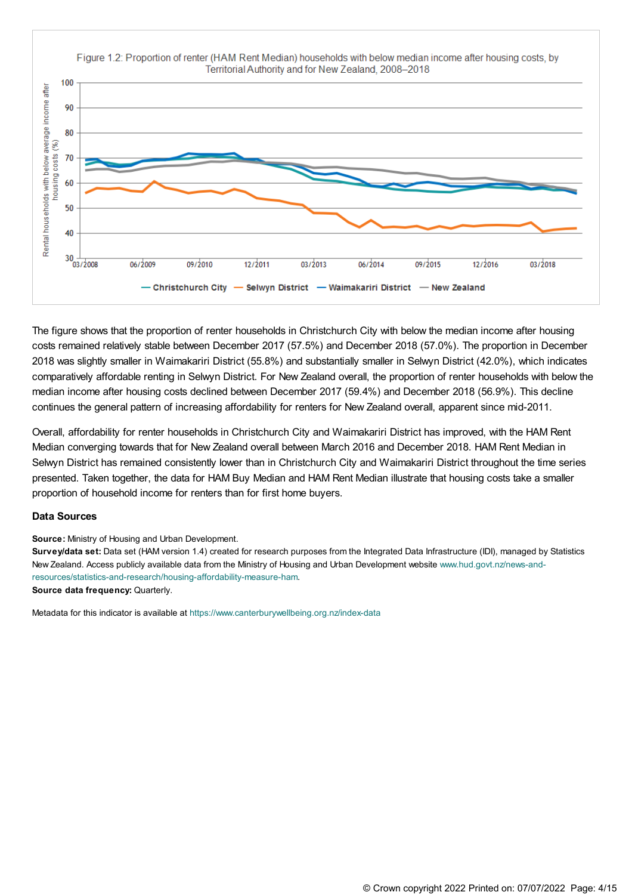Figure 1.2: Proportion of renter (HAM Rent Median) households with below median income after housing costs, by Territorial Authority and for New Zealand, 2008–2018

The figure shows that the proportion of renter households in Christchurch City with below the median income after housing costs remained relatively stable between December 2017 (57.5%) and December 2018 (57.0%). The proportion in December 2018 was slightly smaller in Waimakariri District (55.8%) and substantially smaller in Selwyn District (42.0%), which indicates comparatively affordable renting in Selwyn District. For New Zealand overall, the proportion of renter households with below the median income after housing costs declined between December 2017 (59.4%) and December 2018 (56.9%). This decline continues the general pattern of increasing affordability for renters for New Zealand overall, apparent since mid-2011.

Overall, affordability for renter households in Christchurch City and Waimakariri District has improved, with the HAM Rent Median converging towards that for New Zealand overall between March 2016 and December 2018. HAM Rent Median in Selwyn District has remained consistently lower than in Christchurch City and Waimakariri District throughout the time series presented. Taken together, the data for HAM Buy Median and HAM Rent Median illustrate that housing costs take a smaller proportion of household income for renters than for first home buyers.

### Data Sources

**Source:** Ministry of Housing and Urban Development.
**Survey/data set:** Data set (HAM version 1.4) created for research purposes from the Integrated Data Infrastructure (IDI), managed by Statistics New Zealand. Access publicly available data from the Ministry of Housing and Urban Development website www.hud.govt.nz/news-and-resources/statistics-and-research/housing-affordability-measure-ham.
**Source data frequency:** Quarterly.

Metadata for this indicator is available at https://www.canterburywellbeing.org.nz/index-data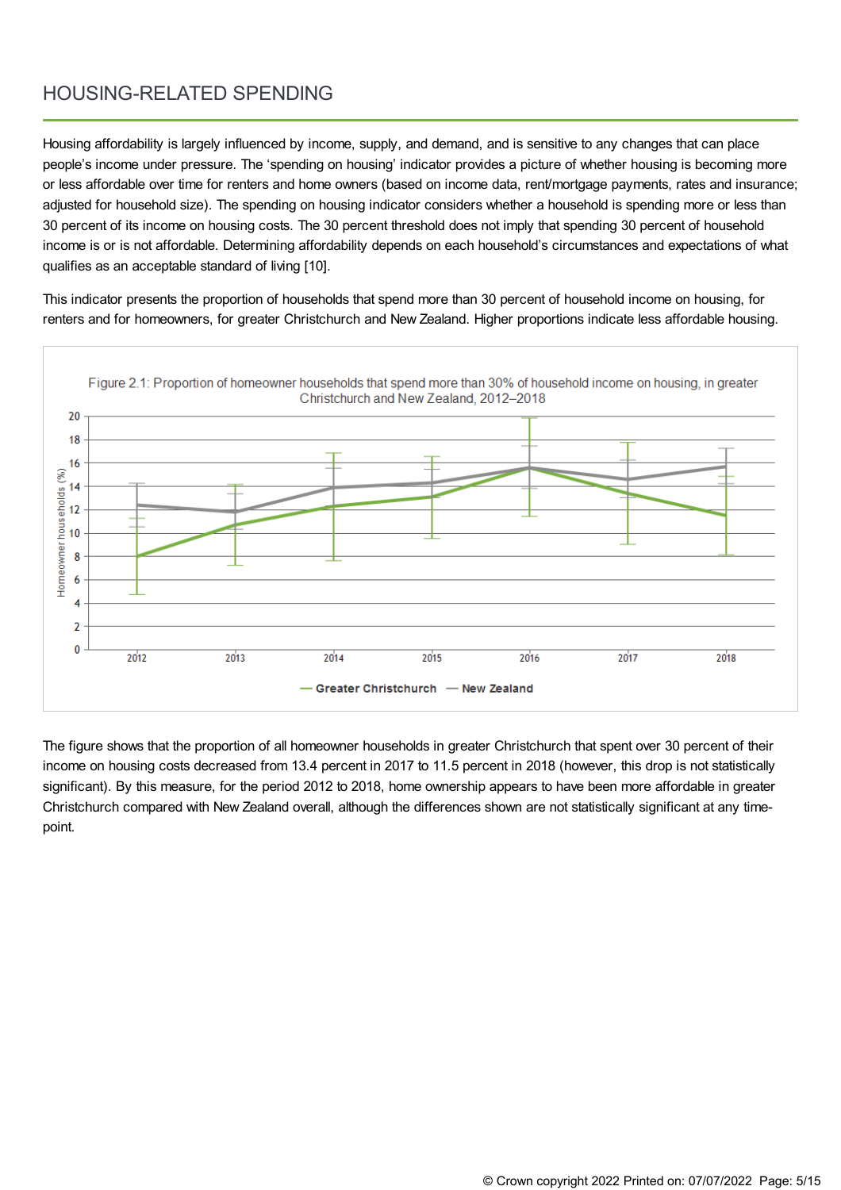## HOUSING-RELATED SPENDING

Housing affordability is largely influenced by income, supply, and demand, and is sensitive to any changes that can place people's income under pressure. The 'spending on housing' indicator provides a picture of whether housing is becoming more or less affordable over time for renters and home owners (based on income data, rent/mortgage payments, rates and insurance; adjusted for household size). The spending on housing indicator considers whether a household is spending more or less than 30 percent of its income on housing costs. The 30 percent threshold does not imply that spending 30 percent of household income is or is not affordable. Determining affordability depends on each household's circumstances and expectations of what qualifies as an acceptable standard of living [10].

This indicator presents the proportion of households that spend more than 30 percent of household income on housing, for renters and for homeowners, for greater Christchurch and New Zealand. Higher proportions indicate less affordable housing.

Figure 2.1: Proportion of homeowner households that spend more than 30% of household income on housing, in greater Christchurch and New Zealand, 2012–2018

The figure shows that the proportion of all homeowner households in greater Christchurch that spent over 30 percent of their income on housing costs decreased from 13.4 percent in 2017 to 11.5 percent in 2018 (however, this drop is not statistically significant). By this measure, for the period 2012 to 2018, home ownership appears to have been more affordable in greater Christchurch compared with New Zealand overall, although the differences shown are not statistically significant at any time-point.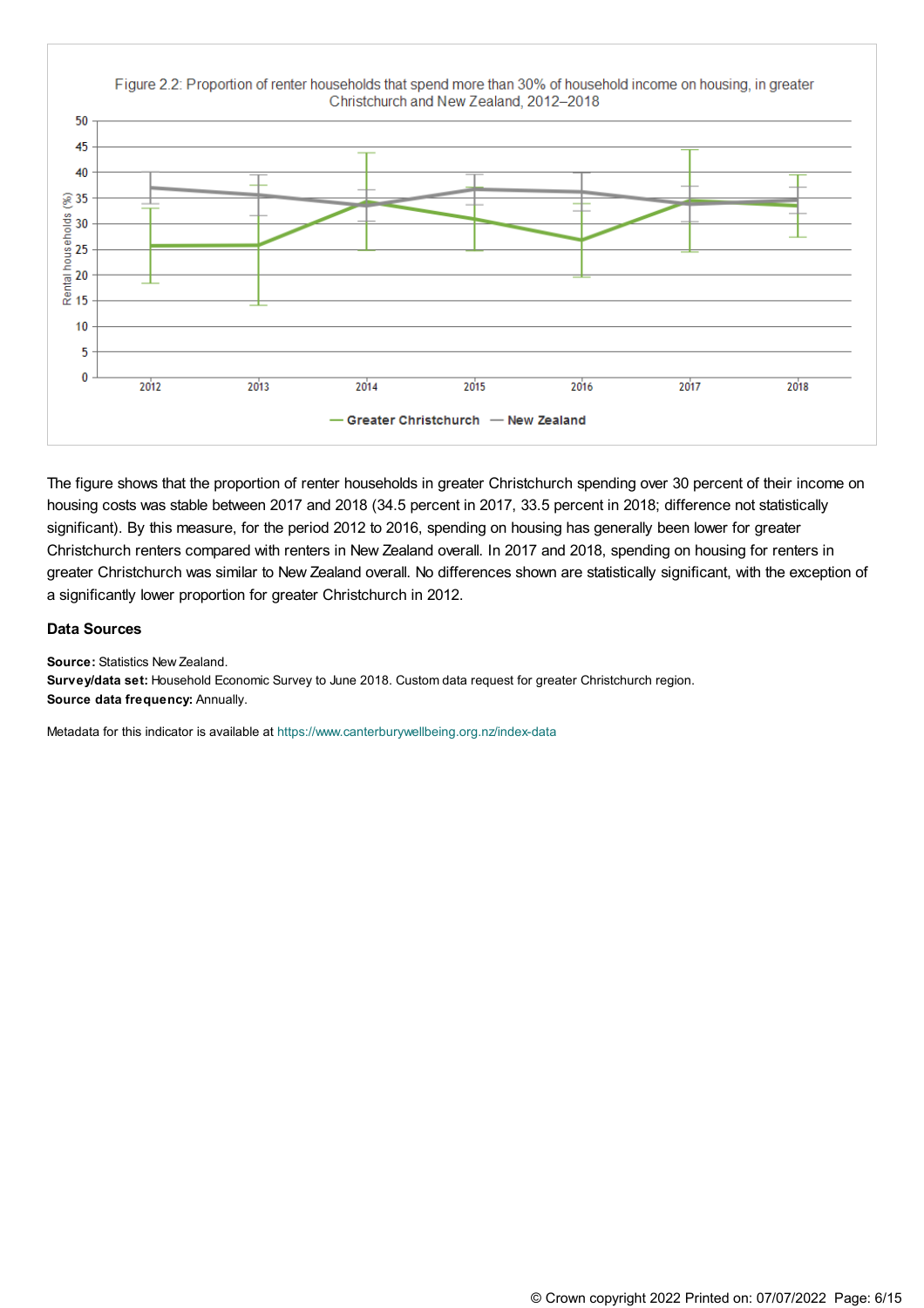Figure 2.2: Proportion of renter households that spend more than 30% of household income on housing, in greater Christchurch and New Zealand, 2012–2018

The figure shows that the proportion of renter households in greater Christchurch spending over 30 percent of their income on housing costs was stable between 2017 and 2018 (34.5 percent in 2017, 33.5 percent in 2018; difference not statistically significant). By this measure, for the period 2012 to 2016, spending on housing has generally been lower for greater Christchurch renters compared with renters in New Zealand overall. In 2017 and 2018, spending on housing for renters in greater Christchurch was similar to New Zealand overall. No differences shown are statistically significant, with the exception of a significantly lower proportion for greater Christchurch in 2012.

### Data Sources

**Source:** Statistics New Zealand.
**Survey/data set:** Household Economic Survey to June 2018. Custom data request for greater Christchurch region.
**Source data frequency:** Annually.

Metadata for this indicator is available at https://www.canterburywellbeing.org.nz/index-data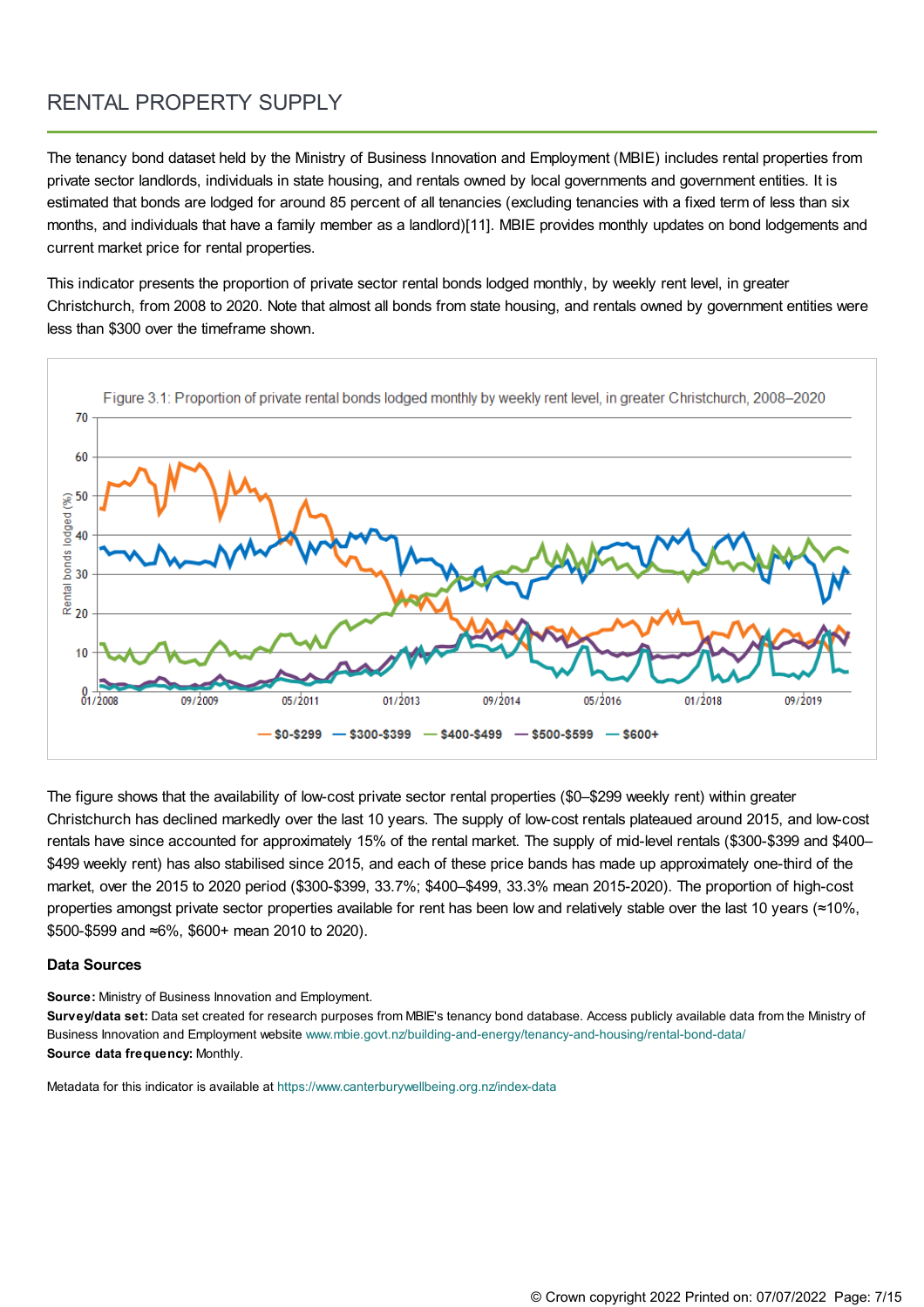# RENTAL PROPERTY SUPPLY

The tenancy bond dataset held by the Ministry of Business Innovation and Employment (MBIE) includes rental properties from private sector landlords, individuals in state housing, and rentals owned by local governments and government entities. It is estimated that bonds are lodged for around 85 percent of all tenancies (excluding tenancies with a fixed term of less than six months, and individuals that have a family member as a landlord)[11]. MBIE provides monthly updates on bond lodgements and current market price for rental properties.

This indicator presents the proportion of private sector rental bonds lodged monthly, by weekly rent level, in greater Christchurch, from 2008 to 2020. Note that almost all bonds from state housing, and rentals owned by government entities were less than $300 over the timeframe shown.

Figure 3.1: Proportion of private rental bonds lodged monthly by weekly rent level, in greater Christchurch, 2008–2020

The figure shows that the availability of low-cost private sector rental properties ($0–$299 weekly rent) within greater Christchurch has declined markedly over the last 10 years. The supply of low-cost rentals plateaued around 2015, and low-cost rentals have since accounted for approximately 15% of the rental market. The supply of mid-level rentals ($300-$399 and $400–$499 weekly rent) has also stabilised since 2015, and each of these price bands has made up approximately one-third of the market, over the 2015 to 2020 period ($300-$399, 33.7%; $400–$499, 33.3% mean 2015-2020). The proportion of high-cost properties amongst private sector properties available for rent has been low and relatively stable over the last 10 years (≈10%, $500-$599 and ≈6%, $600+ mean 2010 to 2020).

### Data Sources

**Source:** Ministry of Business Innovation and Employment.
**Survey/data set:** Data set created for research purposes from MBIE's tenancy bond database. Access publicly available data from the Ministry of Business Innovation and Employment website www.mbie.govt.nz/building-and-energy/tenancy-and-housing/rental-bond-data/
**Source data frequency:** Monthly.

Metadata for this indicator is available at https://www.canterburywellbeing.org.nz/index-data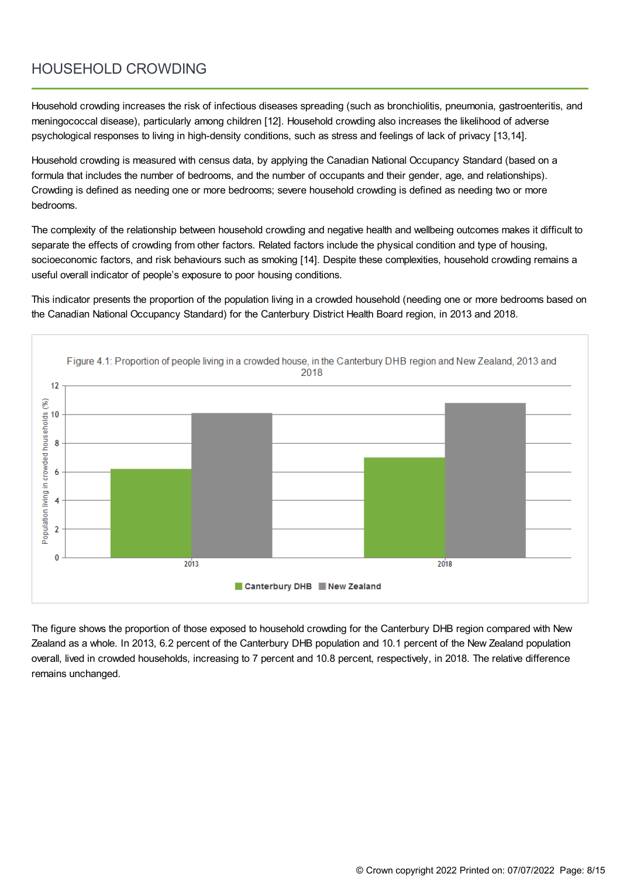# HOUSEHOLD CROWDING

Household crowding increases the risk of infectious diseases spreading (such as bronchiolitis, pneumonia, gastroenteritis, and meningococcal disease), particularly among children [12]. Household crowding also increases the likelihood of adverse psychological responses to living in high-density conditions, such as stress and feelings of lack of privacy [13,14].

Household crowding is measured with census data, by applying the Canadian National Occupancy Standard (based on a formula that includes the number of bedrooms, and the number of occupants and their gender, age, and relationships). Crowding is defined as needing one or more bedrooms; severe household crowding is defined as needing two or more bedrooms.

The complexity of the relationship between household crowding and negative health and wellbeing outcomes makes it difficult to separate the effects of crowding from other factors. Related factors include the physical condition and type of housing, socioeconomic factors, and risk behaviours such as smoking [14]. Despite these complexities, household crowding remains a useful overall indicator of people's exposure to poor housing conditions.

This indicator presents the proportion of the population living in a crowded household (needing one or more bedrooms based on the Canadian National Occupancy Standard) for the Canterbury District Health Board region, in 2013 and 2018.

Figure 4.1: Proportion of people living in a crowded house, in the Canterbury DHB region and New Zealand, 2013 and 2018

The figure shows the proportion of those exposed to household crowding for the Canterbury DHB region compared with New Zealand as a whole. In 2013, 6.2 percent of the Canterbury DHB population and 10.1 percent of the New Zealand population overall, lived in crowded households, increasing to 7 percent and 10.8 percent, respectively, in 2018. The relative difference remains unchanged.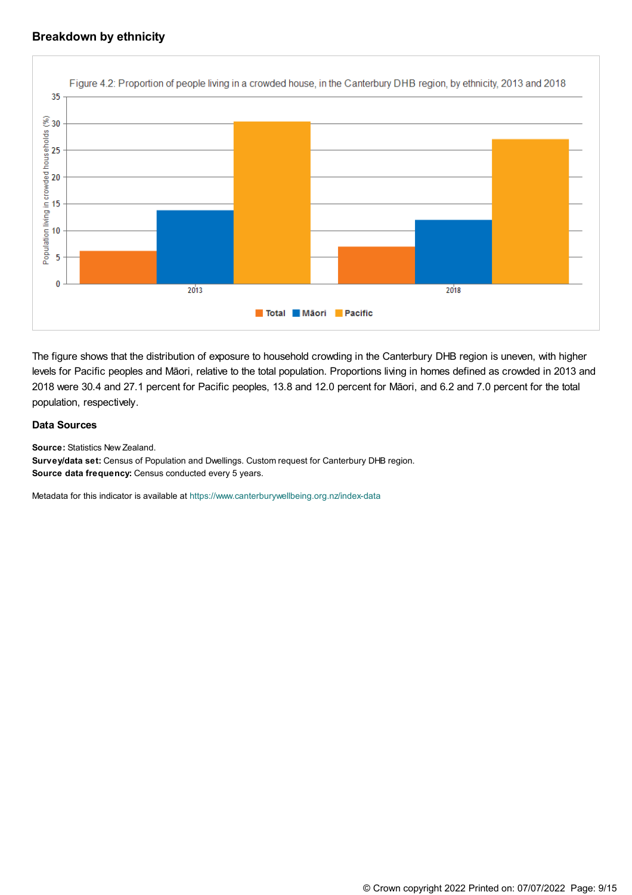## Breakdown by ethnicity

Figure 4.2: Proportion of people living in a crowded house, in the Canterbury DHB region, by ethnicity, 2013 and 2018

The figure shows that the distribution of exposure to household crowding in the Canterbury DHB region is uneven, with higher levels for Pacific peoples and Māori, relative to the total population. Proportions living in homes defined as crowded in 2013 and 2018 were 30.4 and 27.1 percent for Pacific peoples, 13.8 and 12.0 percent for Māori, and 6.2 and 7.0 percent for the total population, respectively.

### Data Sources

**Source:** Statistics New Zealand.
**Survey/data set:** Census of Population and Dwellings. Custom request for Canterbury DHB region.
**Source data frequency:** Census conducted every 5 years.

Metadata for this indicator is available at https://www.canterburywellbeing.org.nz/index-data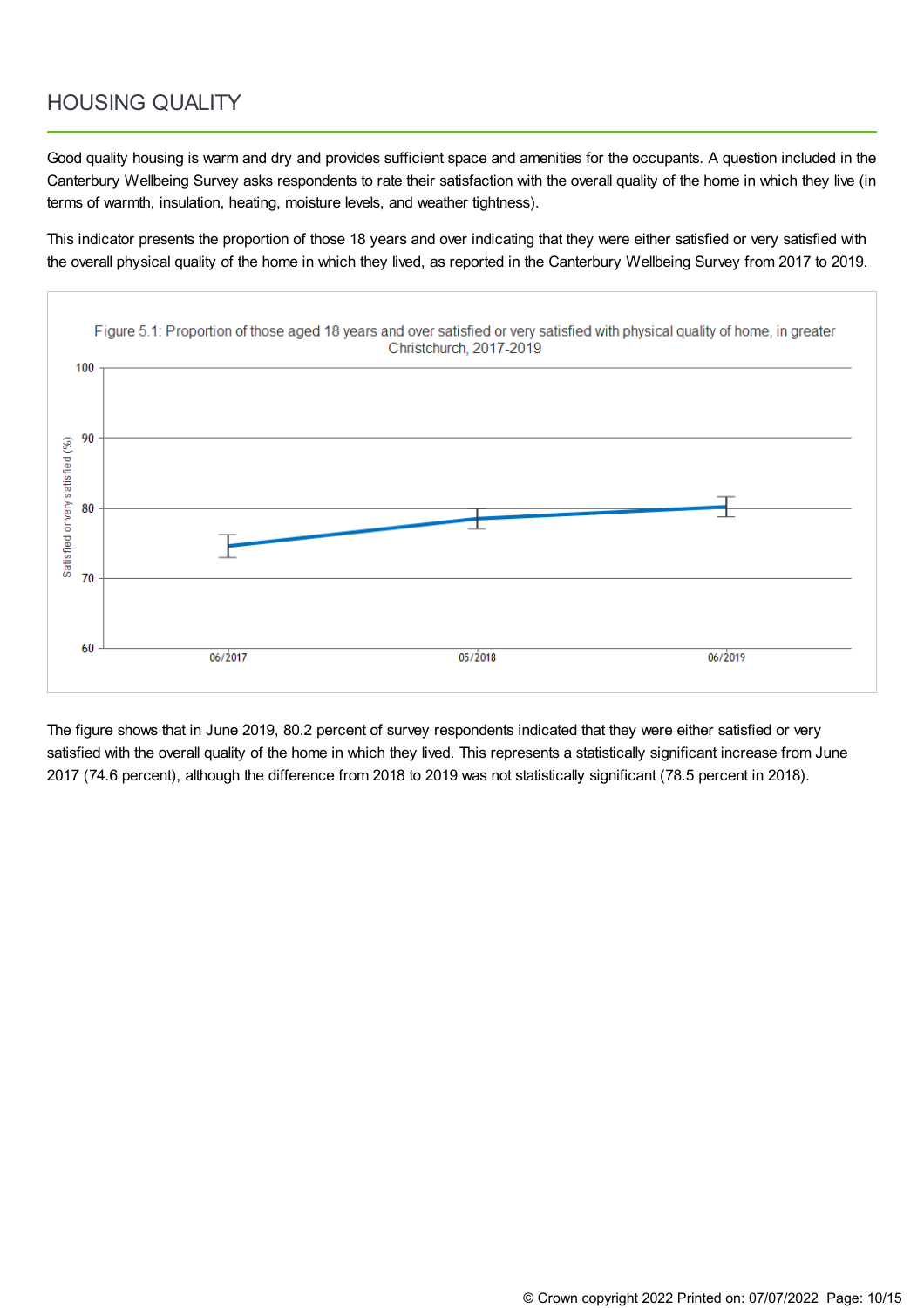## HOUSING QUALITY

Good quality housing is warm and dry and provides sufficient space and amenities for the occupants. A question included in the Canterbury Wellbeing Survey asks respondents to rate their satisfaction with the overall quality of the home in which they live (in terms of warmth, insulation, heating, moisture levels, and weather tightness).

This indicator presents the proportion of those 18 years and over indicating that they were either satisfied or very satisfied with the overall physical quality of the home in which they lived, as reported in the Canterbury Wellbeing Survey from 2017 to 2019.

Figure 5.1: Proportion of those aged 18 years and over satisfied or very satisfied with physical quality of home, in greater Christchurch, 2017-2019

The figure shows that in June 2019, 80.2 percent of survey respondents indicated that they were either satisfied or very satisfied with the overall quality of the home in which they lived. This represents a statistically significant increase from June 2017 (74.6 percent), although the difference from 2018 to 2019 was not statistically significant (78.5 percent in 2018).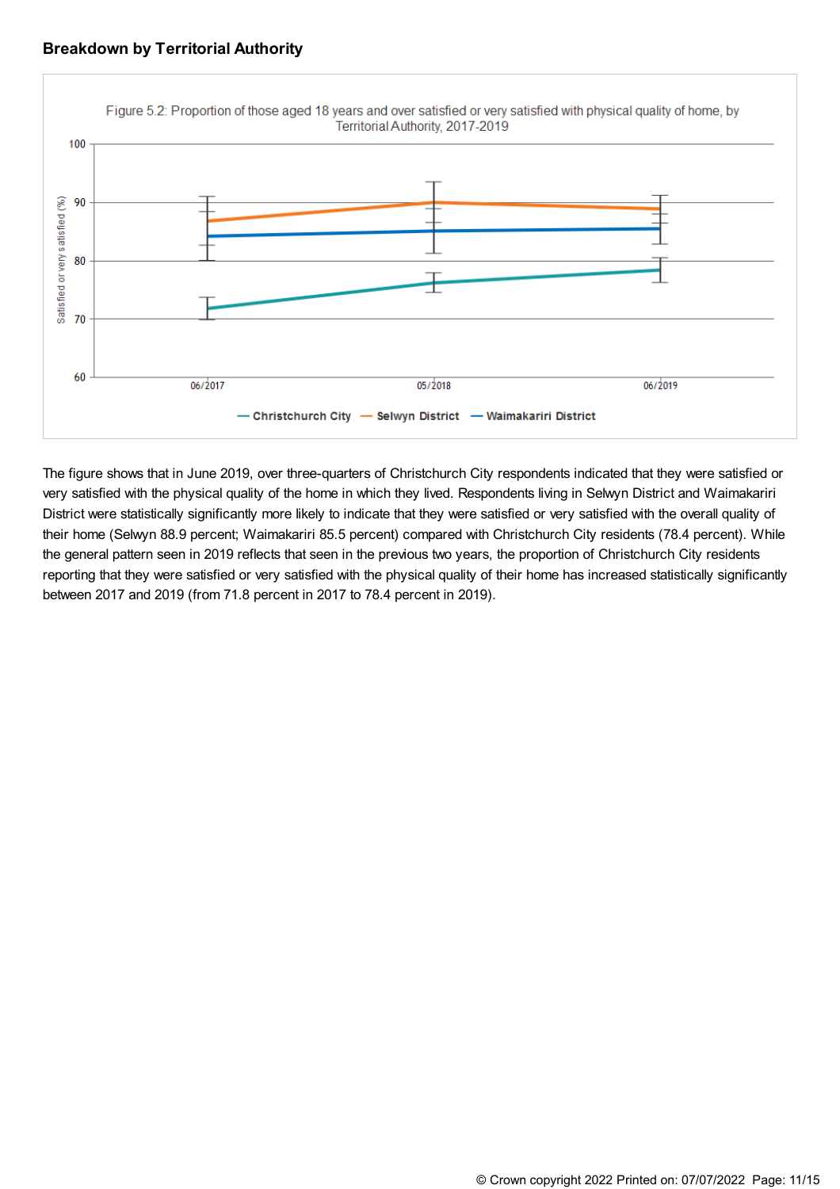## Breakdown by Territorial Authority

Figure 5.2: Proportion of those aged 18 years and over satisfied or very satisfied with physical quality of home, by Territorial Authority, 2017-2019

The figure shows that in June 2019, over three-quarters of Christchurch City respondents indicated that they were satisfied or very satisfied with the physical quality of the home in which they lived. Respondents living in Selwyn District and Waimakariri District were statistically significantly more likely to indicate that they were satisfied or very satisfied with the overall quality of their home (Selwyn 88.9 percent; Waimakariri 85.5 percent) compared with Christchurch City residents (78.4 percent). While the general pattern seen in 2019 reflects that seen in the previous two years, the proportion of Christchurch City residents reporting that they were satisfied or very satisfied with the physical quality of their home has increased statistically significantly between 2017 and 2019 (from 71.8 percent in 2017 to 78.4 percent in 2019).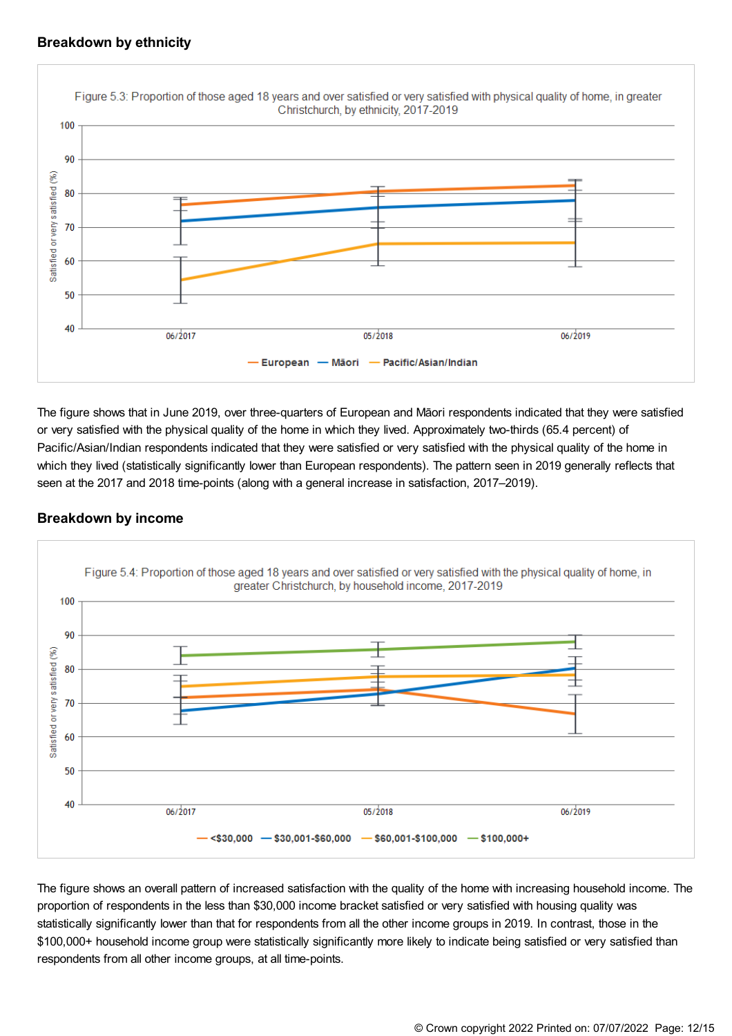## Breakdown by ethnicity

Figure 5.3: Proportion of those aged 18 years and over satisfied or very satisfied with physical quality of home, in greater Christchurch, by ethnicity, 2017-2019

The figure shows that in June 2019, over three-quarters of European and Māori respondents indicated that they were satisfied or very satisfied with the physical quality of the home in which they lived. Approximately two-thirds (65.4 percent) of Pacific/Asian/Indian respondents indicated that they were satisfied or very satisfied with the physical quality of the home in which they lived (statistically significantly lower than European respondents). The pattern seen in 2019 generally reflects that seen at the 2017 and 2018 time-points (along with a general increase in satisfaction, 2017–2019).

## Breakdown by income

Figure 5.4: Proportion of those aged 18 years and over satisfied or very satisfied with the physical quality of home, in greater Christchurch, by household income, 2017-2019

The figure shows an overall pattern of increased satisfaction with the quality of the home with increasing household income. The proportion of respondents in the less than $30,000 income bracket satisfied or very satisfied with housing quality was statistically significantly lower than that for respondents from all the other income groups in 2019. In contrast, those in the $100,000+ household income group were statistically significantly more likely to indicate being satisfied or very satisfied than respondents from all other income groups, at all time-points.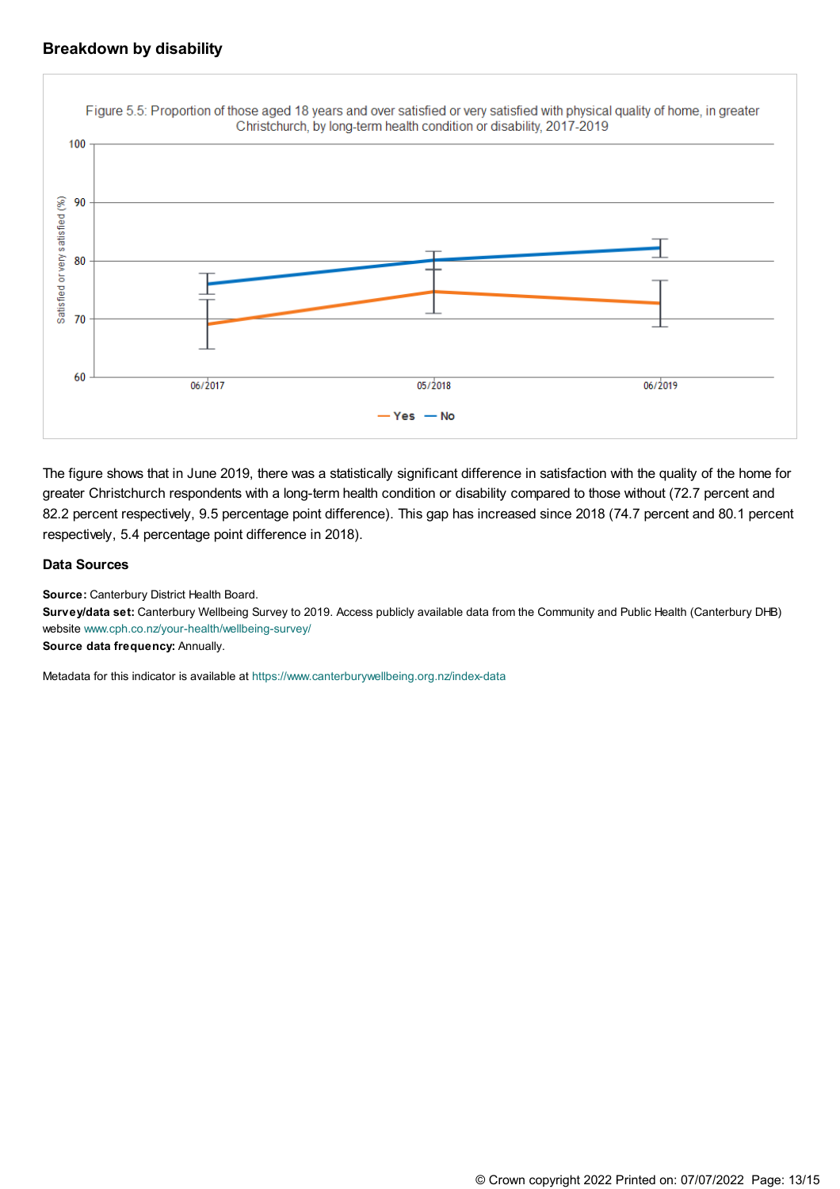### Breakdown by disability

Figure 5.5: Proportion of those aged 18 years and over satisfied or very satisfied with physical quality of home, in greater Christchurch, by long-term health condition or disability, 2017-2019

The figure shows that in June 2019, there was a statistically significant difference in satisfaction with the quality of the home for greater Christchurch respondents with a long-term health condition or disability compared to those without (72.7 percent and 82.2 percent respectively, 9.5 percentage point difference). This gap has increased since 2018 (74.7 percent and 80.1 percent respectively, 5.4 percentage point difference in 2018).

#### Data Sources

**Source:** Canterbury District Health Board.
**Survey/data set:** Canterbury Wellbeing Survey to 2019. Access publicly available data from the Community and Public Health (Canterbury DHB) website www.cph.co.nz/your-health/wellbeing-survey/
**Source data frequency:** Annually.

Metadata for this indicator is available at https://www.canterburywellbeing.org.nz/index-data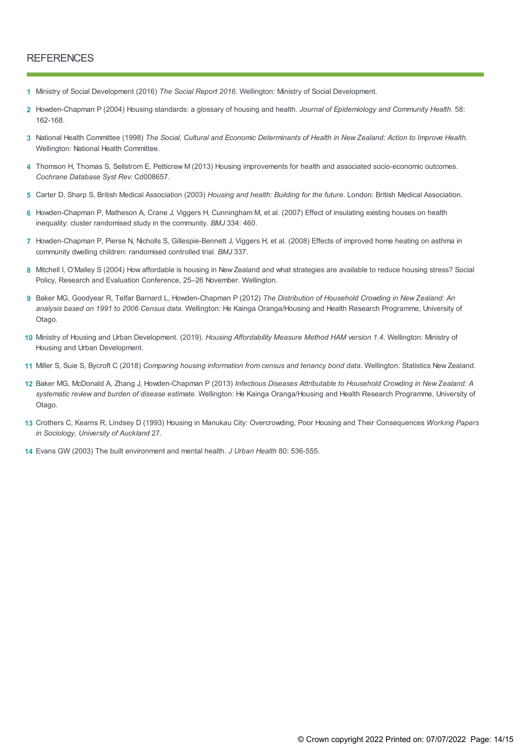## REFERENCES

1. Ministry of Social Development (2016) *The Social Report 2016*. Wellington: Ministry of Social Development.
2. Howden-Chapman P (2004) Housing standards: a glossary of housing and health. *Journal of Epidemiology and Community Health*. 58: 162-168.
3. National Health Committee (1998) *The Social, Cultural and Economic Determinants of Health in New Zealand: Action to Improve Health*. Wellington: National Health Committee.
4. Thomson H, Thomas S, Sellstrom E, Petticrew M (2013) Housing improvements for health and associated socio-economic outcomes. *Cochrane Database Syst Rev*: Cd008657.
5. Carter D, Sharp S, British Medical Association (2003) *Housing and health: Building for the future*. London: British Medical Association.
6. Howden-Chapman P, Matheson A, Crane J, Viggers H, Cunningham M, et al. (2007) Effect of insulating existing houses on health inequality: cluster randomised study in the community. *BMJ* 334: 460.
7. Howden-Chapman P, Pierse N, Nicholls S, Gillespie-Bennett J, Viggers H, et al. (2008) Effects of improved home heating on asthma in community dwelling children: randomised controlled trial. *BMJ* 337.
8. Mitchell I, O'Malley S (2004) How affordable is housing in New Zealand and what strategies are available to reduce housing stress? Social Policy, Research and Evaluation Conference, 25–26 November. Wellington.
9. Baker MG, Goodyear R, Telfar Barnard L, Howden-Chapman P (2012) *The Distribution of Household Crowding in New Zealand: An analysis based on 1991 to 2006 Census data*. Wellington: He Kainga Oranga/Housing and Health Research Programme, University of Otago.
10. Ministry of Housing and Urban Development. (2019). *Housing Affordability Measure Method HAM version 1.4*. Wellington: Ministry of Housing and Urban Development.
11. Miller S, Suie S, Bycroft C (2018) *Comparing housing information from census and tenancy bond data*. Wellington: Statistics New Zealand.
12. Baker MG, McDonald A, Zhang J, Howden-Chapman P (2013) *Infectious Diseases Attributable to Household Crowding in New Zealand: A systematic review and burden of disease estimate*. Wellington: He Kainga Oranga/Housing and Health Research Programme, University of Otago.
13. Crothers C, Kearns R, Lindsey D (1993) Housing in Manukau City: Overcrowding, Poor Housing and Their Consequences *Working Papers in Sociology, University of Auckland* 27.
14. Evans GW (2003) The built environment and mental health. *J Urban Health* 80: 536-555.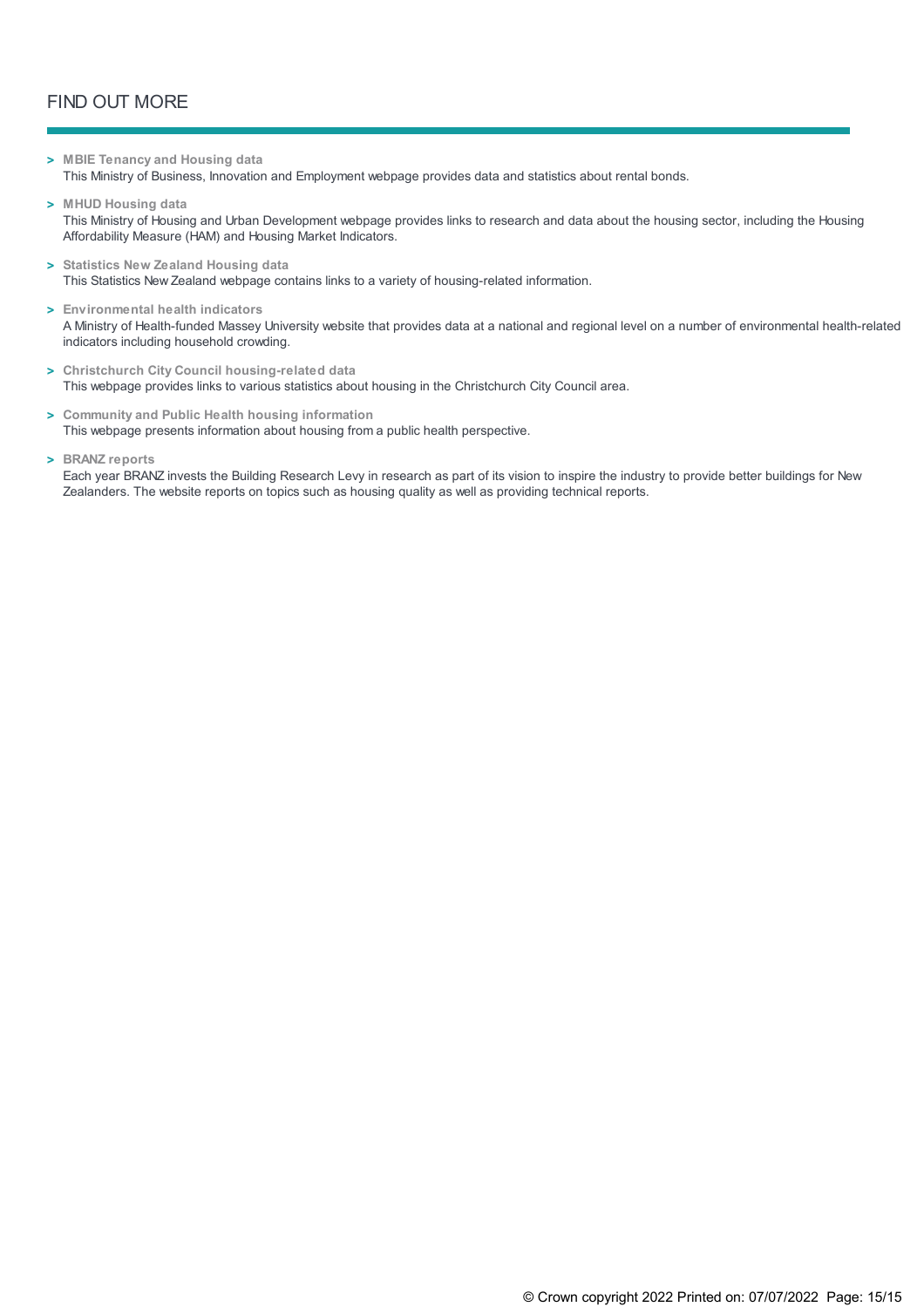## FIND OUT MORE

- **MBIE Tenancy and Housing data**
  This Ministry of Business, Innovation and Employment webpage provides data and statistics about rental bonds.
- **MHUD Housing data**
  This Ministry of Housing and Urban Development webpage provides links to research and data about the housing sector, including the Housing Affordability Measure (HAM) and Housing Market Indicators.
- **Statistics New Zealand Housing data**
  This Statistics New Zealand webpage contains links to a variety of housing-related information.
- **Environmental health indicators**
  A Ministry of Health-funded Massey University website that provides data at a national and regional level on a number of environmental health-related indicators including household crowding.
- **Christchurch City Council housing-related data**
  This webpage provides links to various statistics about housing in the Christchurch City Council area.
- **Community and Public Health housing information**
  This webpage presents information about housing from a public health perspective.
- **BRANZ reports**
  Each year BRANZ invests the Building Research Levy in research as part of its vision to inspire the industry to provide better buildings for New Zealanders. The website reports on topics such as housing quality as well as providing technical reports.

© Crown copyright 2022 Printed on: 07/07/2022